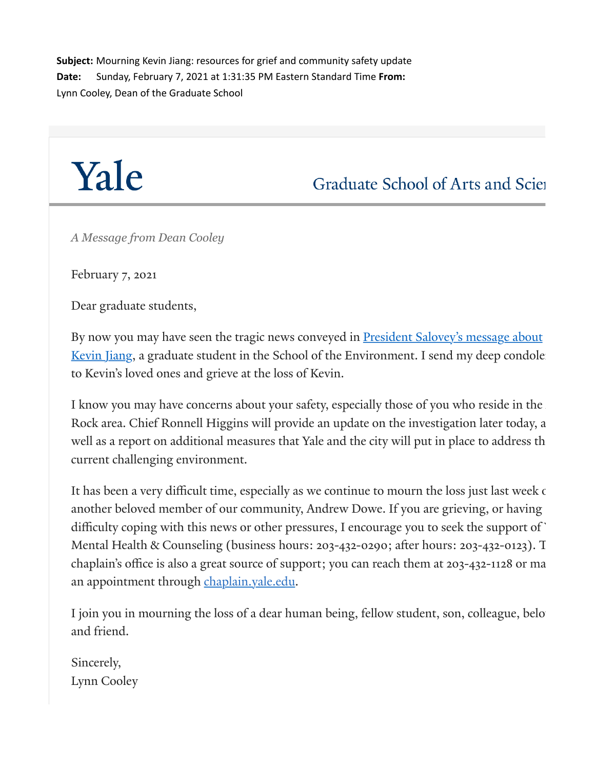**Subject:** Mourning Kevin Jiang: resources for grief and community safety update
**Date:** Sunday, February 7, 2021 at 1:31:35 PM Eastern Standard Time **From:** Lynn Cooley, Dean of the Graduate School

Yale    Graduate School of Arts and Scie

*A Message from Dean Cooley*

February 7, 2021

Dear graduate students,

By now you may have seen the tragic news conveyed in [President Salovey's message about Kevin Jiang](), a graduate student in the School of the Environment. I send my deep condole to Kevin's loved ones and grieve at the loss of Kevin.

I know you may have concerns about your safety, especially those of you who reside in the Rock area. Chief Ronnell Higgins will provide an update on the investigation later today, a well as a report on additional measures that Yale and the city will put in place to address th current challenging environment.

It has been a very difficult time, especially as we continue to mourn the loss just last week c another beloved member of our community, Andrew Dowe. If you are grieving, or having difficulty coping with this news or other pressures, I encourage you to seek the support of Mental Health & Counseling (business hours: 203-432-0290; after hours: 203-432-0123). T chaplain's office is also a great source of support; you can reach them at 203-432-1128 or ma an appointment through [chaplain.yale.edu]().

I join you in mourning the loss of a dear human being, fellow student, son, colleague, belo and friend.

Sincerely,
Lynn Cooley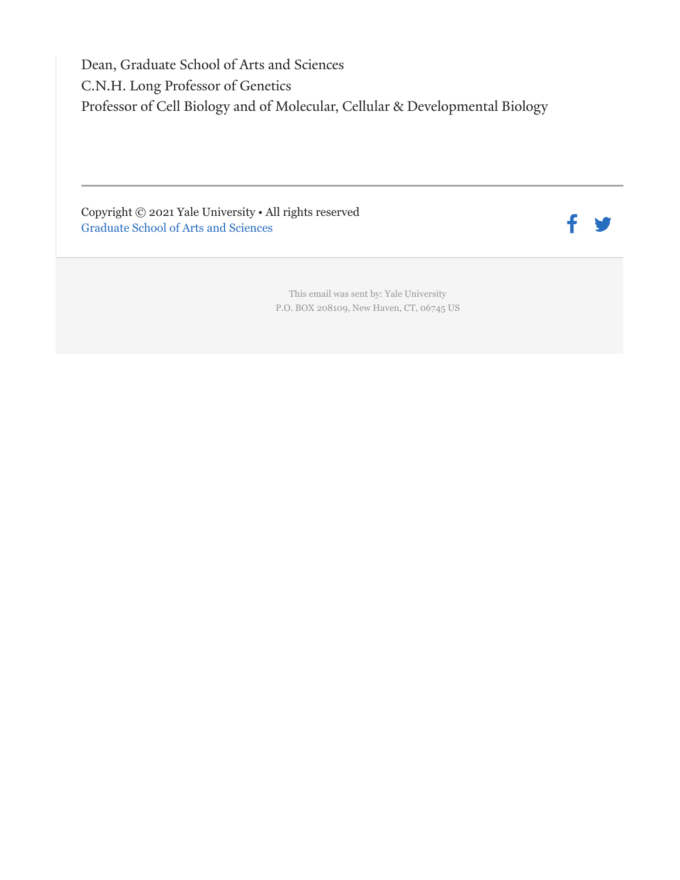Dean, Graduate School of Arts and Sciences
C.N.H. Long Professor of Genetics
Professor of Cell Biology and of Molecular, Cellular & Developmental Biology

---

Copyright © 2021 Yale University • All rights reserved
Graduate School of Arts and Sciences

This email was sent by: Yale University
P.O. BOX 208109, New Haven, CT, 06745 US